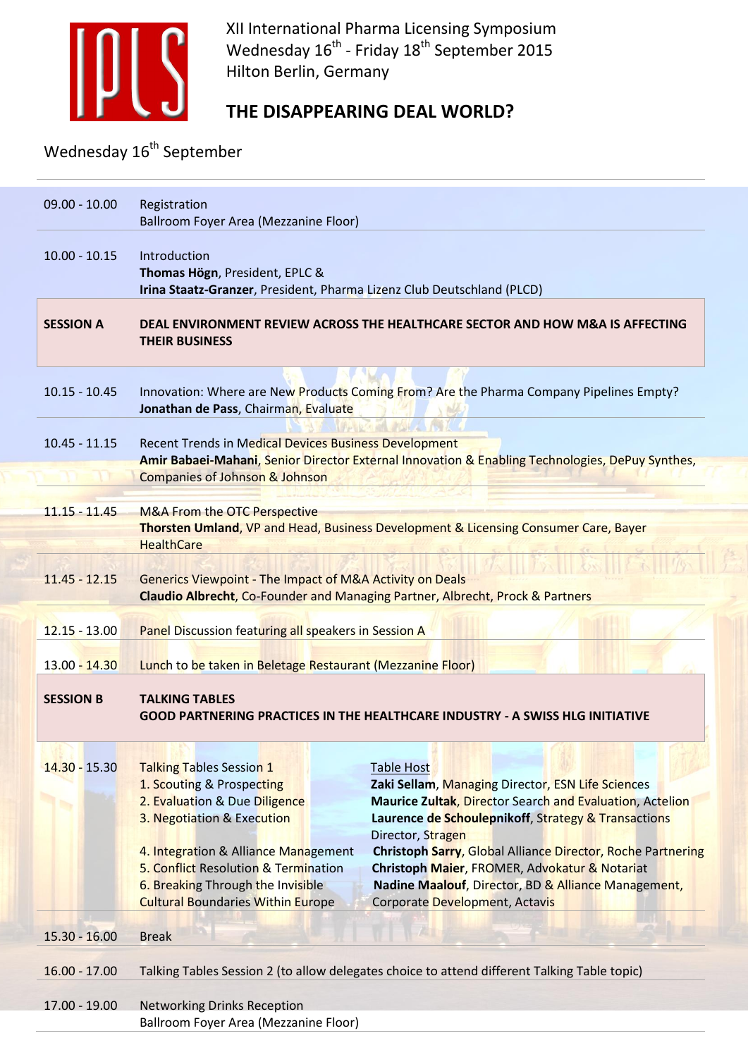XII International Pharma Licensing Symposium
Wednesday 16th - Friday 18th September 2015
Hilton Berlin, Germany

# THE DISAPPEARING DEAL WORLD?

## Wednesday 16th September

| | |
|---|---|
| 09.00 - 10.00 | Registration<br>Ballroom Foyer Area (Mezzanine Floor) |
| 10.00 - 10.15 | Introduction<br>**Thomas Högn**, President, EPLC &<br>**Irina Staatz-Granzer**, President, Pharma Lizenz Club Deutschland (PLCD) |
| **SESSION A** | **DEAL ENVIRONMENT REVIEW ACROSS THE HEALTHCARE SECTOR AND HOW M&A IS AFFECTING THEIR BUSINESS** |
| 10.15 - 10.45 | Innovation: Where are New Products Coming From? Are the Pharma Company Pipelines Empty?<br>**Jonathan de Pass**, Chairman, Evaluate |
| 10.45 - 11.15 | Recent Trends in Medical Devices Business Development<br>**Amir Babaei-Mahani**, Senior Director External Innovation & Enabling Technologies, DePuy Synthes, Companies of Johnson & Johnson |
| 11.15 - 11.45 | M&A From the OTC Perspective<br>**Thorsten Umland**, VP and Head, Business Development & Licensing Consumer Care, Bayer HealthCare |
| 11.45 - 12.15 | Generics Viewpoint - The Impact of M&A Activity on Deals<br>**Claudio Albrecht**, Co-Founder and Managing Partner, Albrecht, Prock & Partners |
| 12.15 - 13.00 | Panel Discussion featuring all speakers in Session A |
| 13.00 - 14.30 | Lunch to be taken in Beletage Restaurant (Mezzanine Floor) |
| **SESSION B** | **TALKING TABLES**<br>**GOOD PARTNERING PRACTICES IN THE HEALTHCARE INDUSTRY - A SWISS HLG INITIATIVE** |

| | | |
|---|---|---|
| 14.30 - 15.30 | Talking Tables Session 1 | Table Host |
| | 1. Scouting & Prospecting | **Zaki Sellam**, Managing Director, ESN Life Sciences |
| | 2. Evaluation & Due Diligence | **Maurice Zultak**, Director Search and Evaluation, Actelion |
| | 3. Negotiation & Execution | **Laurence de Schoulepnikoff**, Strategy & Transactions Director, Stragen |
| | 4. Integration & Alliance Management | **Christoph Sarry**, Global Alliance Director, Roche Partnering |
| | 5. Conflict Resolution & Termination | **Christoph Maier**, FROMER, Advokatur & Notariat |
| | 6. Breaking Through the Invisible Cultural Boundaries Within Europe | **Nadine Maalouf**, Director, BD & Alliance Management, Corporate Development, Actavis |
| 15.30 - 16.00 | Break | |
| 16.00 - 17.00 | Talking Tables Session 2 (to allow delegates choice to attend different Talking Table topic) | |
| 17.00 - 19.00 | Networking Drinks Reception<br>Ballroom Foyer Area (Mezzanine Floor) | |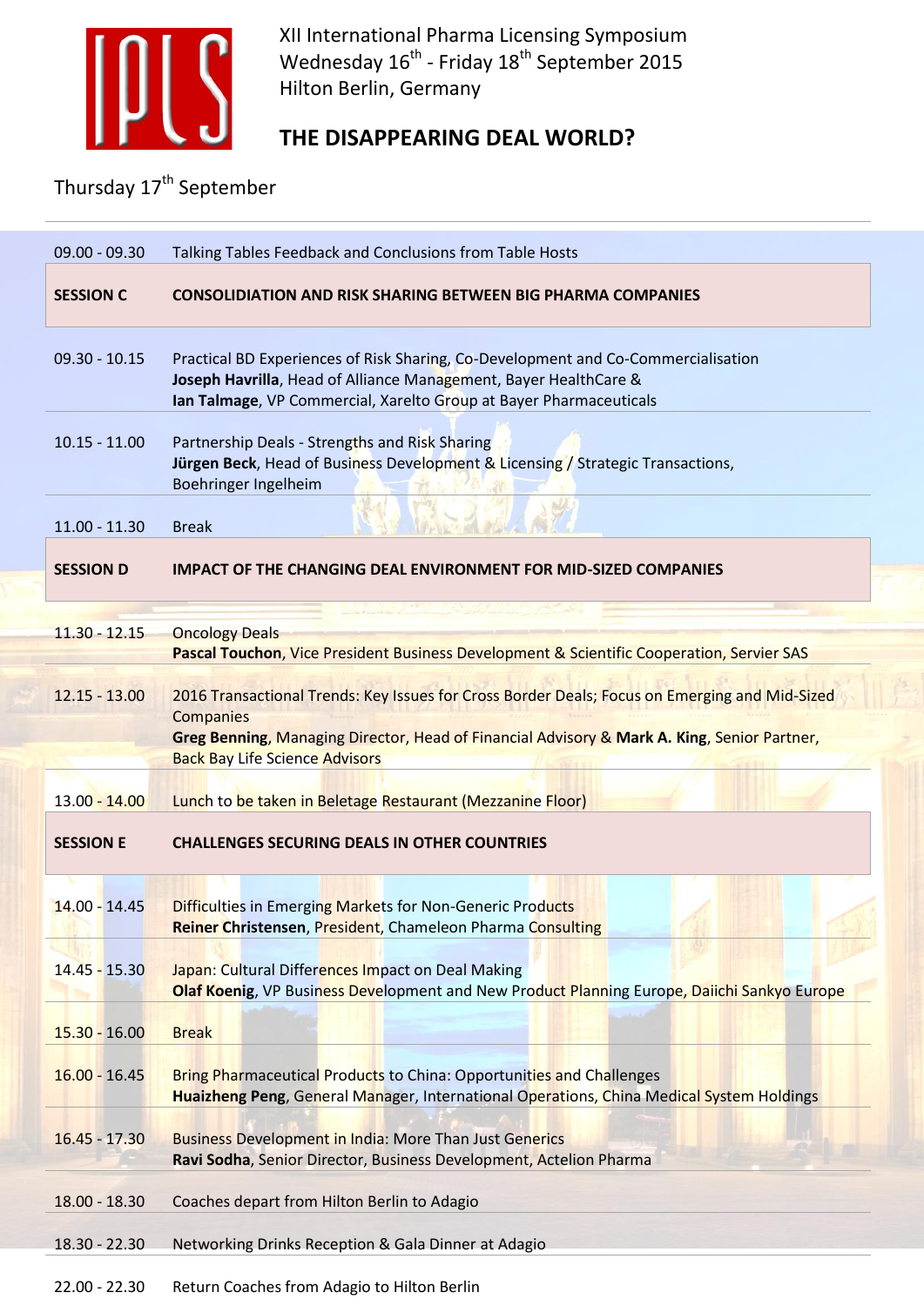XII International Pharma Licensing Symposium
Wednesday 16th - Friday 18th September 2015
Hilton Berlin, Germany

# THE DISAPPEARING DEAL WORLD?

## Thursday 17th September

| | |
|---|---|
| 09.00 - 09.30 | Talking Tables Feedback and Conclusions from Table Hosts |
| **SESSION C** | **CONSOLIDIATION AND RISK SHARING BETWEEN BIG PHARMA COMPANIES** |
| 09.30 - 10.15 | Practical BD Experiences of Risk Sharing, Co-Development and Co-Commercialisation<br>**Joseph Havrilla**, Head of Alliance Management, Bayer HealthCare &<br>**Ian Talmage**, VP Commercial, Xarelto Group at Bayer Pharmaceuticals |
| 10.15 - 11.00 | Partnership Deals - Strengths and Risk Sharing<br>**Jürgen Beck**, Head of Business Development & Licensing / Strategic Transactions, Boehringer Ingelheim |
| 11.00 - 11.30 | Break |
| **SESSION D** | **IMPACT OF THE CHANGING DEAL ENVIRONMENT FOR MID-SIZED COMPANIES** |
| 11.30 - 12.15 | Oncology Deals<br>**Pascal Touchon**, Vice President Business Development & Scientific Cooperation, Servier SAS |
| 12.15 - 13.00 | 2016 Transactional Trends: Key Issues for Cross Border Deals; Focus on Emerging and Mid-Sized Companies<br>**Greg Benning**, Managing Director, Head of Financial Advisory & **Mark A. King**, Senior Partner, Back Bay Life Science Advisors |
| 13.00 - 14.00 | Lunch to be taken in Beletage Restaurant (Mezzanine Floor) |
| **SESSION E** | **CHALLENGES SECURING DEALS IN OTHER COUNTRIES** |
| 14.00 - 14.45 | Difficulties in Emerging Markets for Non-Generic Products<br>**Reiner Christensen**, President, Chameleon Pharma Consulting |
| 14.45 - 15.30 | Japan: Cultural Differences Impact on Deal Making<br>**Olaf Koenig**, VP Business Development and New Product Planning Europe, Daiichi Sankyo Europe |
| 15.30 - 16.00 | Break |
| 16.00 - 16.45 | Bring Pharmaceutical Products to China: Opportunities and Challenges<br>**Huaizheng Peng**, General Manager, International Operations, China Medical System Holdings |
| 16.45 - 17.30 | Business Development in India: More Than Just Generics<br>**Ravi Sodha**, Senior Director, Business Development, Actelion Pharma |
| 18.00 - 18.30 | Coaches depart from Hilton Berlin to Adagio |
| 18.30 - 22.30 | Networking Drinks Reception & Gala Dinner at Adagio |
| 22.00 - 22.30 | Return Coaches from Adagio to Hilton Berlin |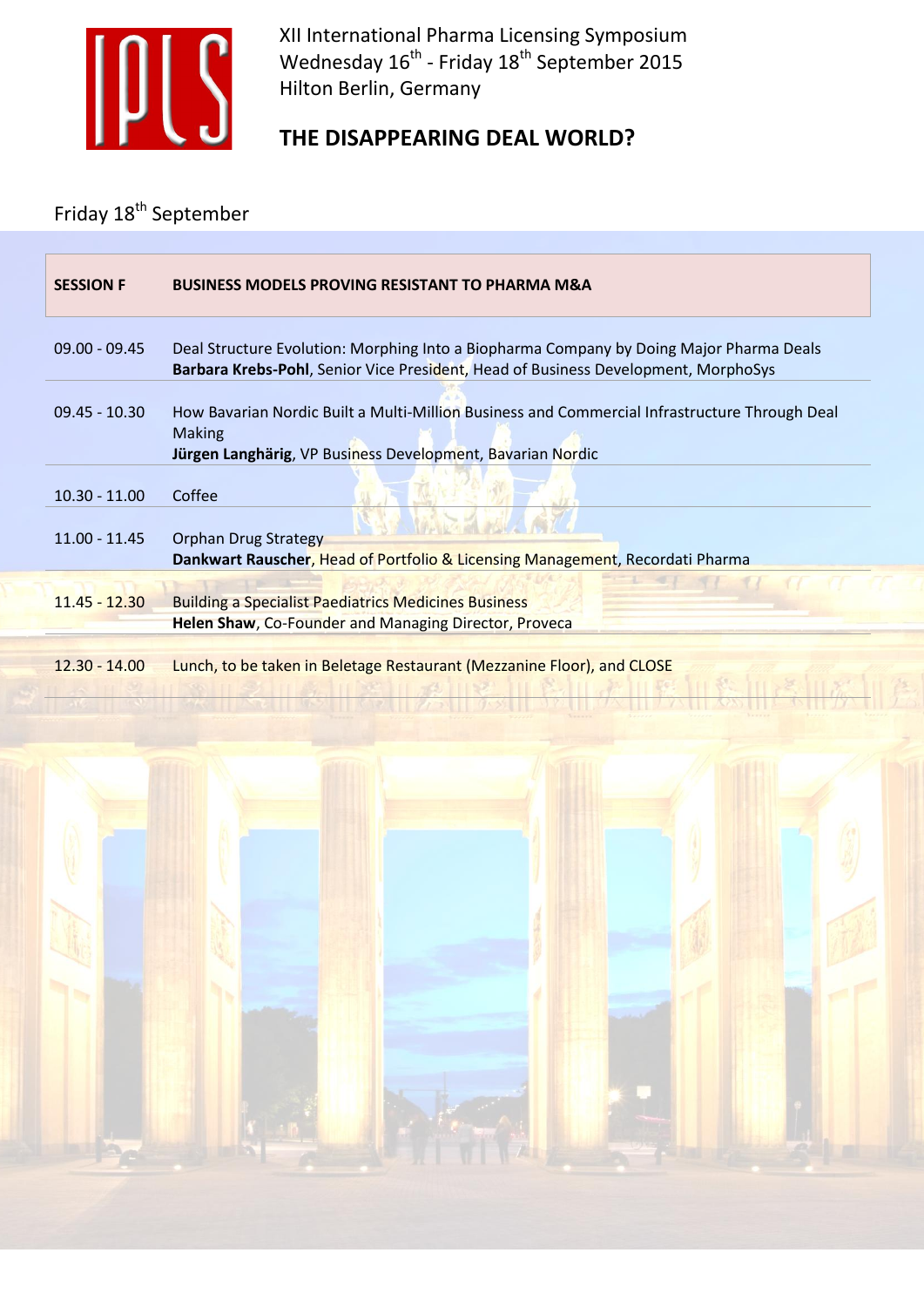IPLS

XII International Pharma Licensing Symposium
Wednesday 16th - Friday 18th September 2015
Hilton Berlin, Germany

# THE DISAPPEARING DEAL WORLD?

## Friday 18th September

| | |
|---|---|
| **SESSION F** | **BUSINESS MODELS PROVING RESISTANT TO PHARMA M&A** |
| 09.00 - 09.45 | Deal Structure Evolution: Morphing Into a Biopharma Company by Doing Major Pharma Deals<br>**Barbara Krebs-Pohl**, Senior Vice President, Head of Business Development, MorphoSys |
| 09.45 - 10.30 | How Bavarian Nordic Built a Multi-Million Business and Commercial Infrastructure Through Deal Making<br>**Jürgen Langhärig**, VP Business Development, Bavarian Nordic |
| 10.30 - 11.00 | Coffee |
| 11.00 - 11.45 | Orphan Drug Strategy<br>**Dankwart Rauscher**, Head of Portfolio & Licensing Management, Recordati Pharma |
| 11.45 - 12.30 | Building a Specialist Paediatrics Medicines Business<br>**Helen Shaw**, Co-Founder and Managing Director, Proveca |
| 12.30 - 14.00 | Lunch, to be taken in Beletage Restaurant (Mezzanine Floor), and CLOSE |